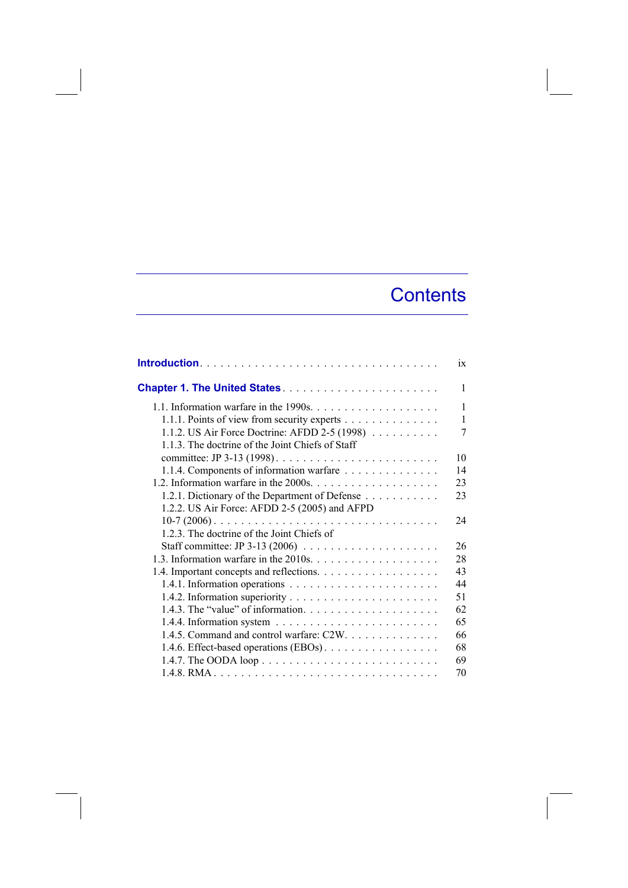# Contents

**Introduction** . . . . . . . . . . . . . . . . . . . . . . . . . . . . . . . . . ix

**Chapter 1. The United States** . . . . . . . . . . . . . . . . . . . . . . . 1

- 1.1. Information warfare in the 1990s. . . . . . . . . . . . . . . . . . . 1
  - 1.1.1. Points of view from security experts . . . . . . . . . . . . . . 1
  - 1.1.2. US Air Force Doctrine: AFDD 2-5 (1998) . . . . . . . . . . 7
  - 1.1.3. The doctrine of the Joint Chiefs of Staff committee: JP 3-13 (1998). . . . . . . . . . . . . . . . . . . . . . . . 10
  - 1.1.4. Components of information warfare . . . . . . . . . . . . . . 14
- 1.2. Information warfare in the 2000s. . . . . . . . . . . . . . . . . . . 23
  - 1.2.1. Dictionary of the Department of Defense . . . . . . . . . . . 23
  - 1.2.2. US Air Force: AFDD 2-5 (2005) and AFPD 10-7 (2006) . . . . . . . . . . . . . . . . . . . . . . . . . . . . . . . 24
  - 1.2.3. The doctrine of the Joint Chiefs of Staff committee: JP 3-13 (2006) . . . . . . . . . . . . . . . . . . . . 26
- 1.3. Information warfare in the 2010s. . . . . . . . . . . . . . . . . . . 28
- 1.4. Important concepts and reflections. . . . . . . . . . . . . . . . . . 43
  - 1.4.1. Information operations . . . . . . . . . . . . . . . . . . . . . . 44
  - 1.4.2. Information superiority . . . . . . . . . . . . . . . . . . . . . . 51
  - 1.4.3. The "value" of information. . . . . . . . . . . . . . . . . . . . 62
  - 1.4.4. Information system . . . . . . . . . . . . . . . . . . . . . . . . 65
  - 1.4.5. Command and control warfare: C2W. . . . . . . . . . . . . . 66
  - 1.4.6. Effect-based operations (EBOs). . . . . . . . . . . . . . . . . 68
  - 1.4.7. The OODA loop . . . . . . . . . . . . . . . . . . . . . . . . . . 69
  - 1.4.8. RMA . . . . . . . . . . . . . . . . . . . . . . . . . . . . . . . . 70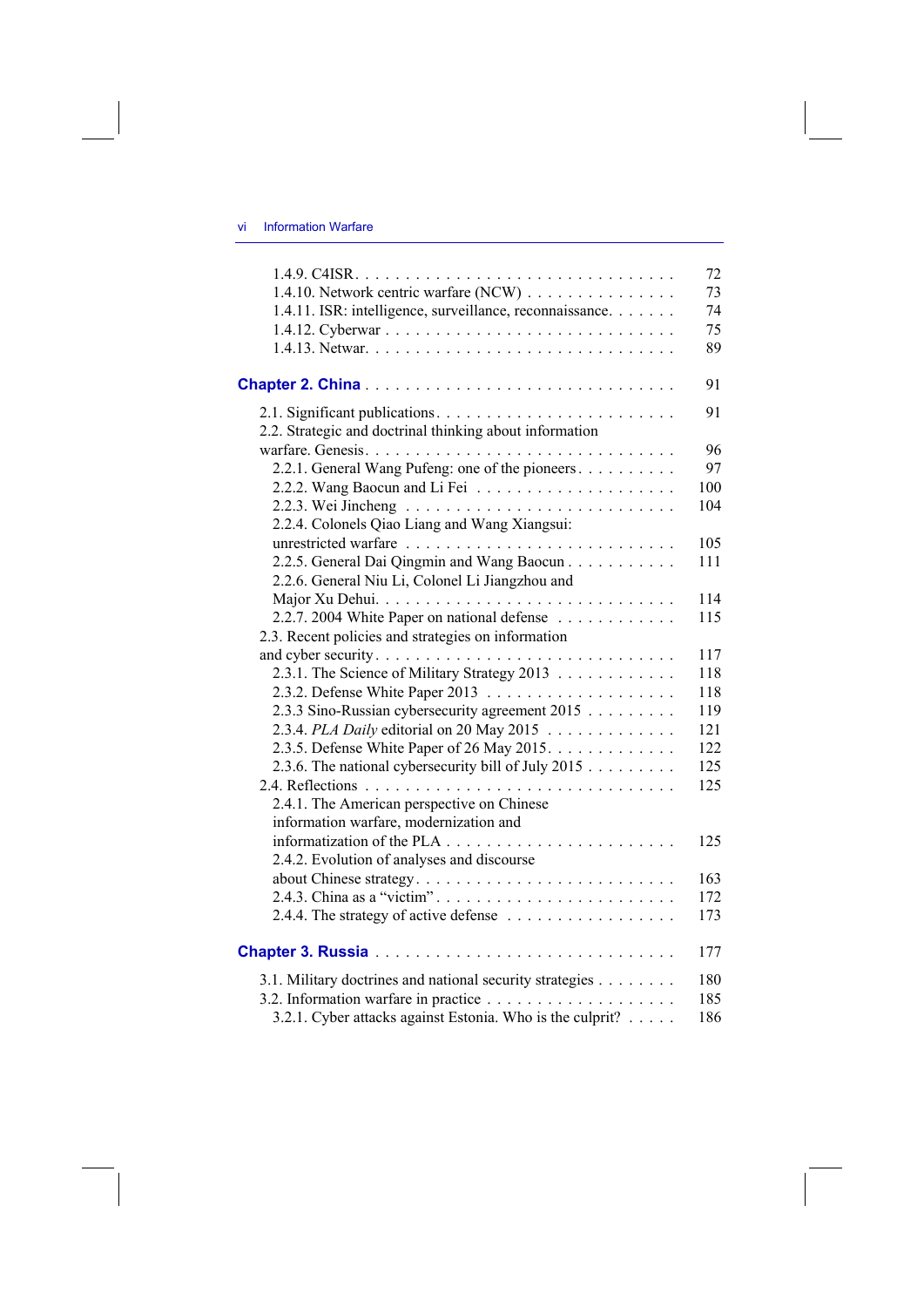- 1.4.9. C4ISR . . . . . 72
- 1.4.10. Network centric warfare (NCW) . . . . . 73
- 1.4.11. ISR: intelligence, surveillance, reconnaissance. . . . . 74
- 1.4.12. Cyberwar . . . . . 75
- 1.4.13. Netwar. . . . . 89

**Chapter 2. China** . . . . . 91

- 2.1. Significant publications. . . . . 91
- 2.2. Strategic and doctrinal thinking about information warfare. Genesis. . . . . 96
  - 2.2.1. General Wang Pufeng: one of the pioneers . . . . . 97
  - 2.2.2. Wang Baocun and Li Fei . . . . . 100
  - 2.2.3. Wei Jincheng . . . . . 104
  - 2.2.4. Colonels Qiao Liang and Wang Xiangsui: unrestricted warfare . . . . . 105
  - 2.2.5. General Dai Qingmin and Wang Baocun . . . . . 111
  - 2.2.6. General Niu Li, Colonel Li Jiangzhou and Major Xu Dehui. . . . . 114
  - 2.2.7. 2004 White Paper on national defense . . . . . 115
- 2.3. Recent policies and strategies on information and cyber security . . . . . 117
  - 2.3.1. The Science of Military Strategy 2013 . . . . . 118
  - 2.3.2. Defense White Paper 2013 . . . . . 118
  - 2.3.3 Sino-Russian cybersecurity agreement 2015 . . . . . 119
  - 2.3.4. *PLA Daily* editorial on 20 May 2015 . . . . . 121
  - 2.3.5. Defense White Paper of 26 May 2015. . . . . 122
  - 2.3.6. The national cybersecurity bill of July 2015 . . . . . 125
- 2.4. Reflections . . . . . 125
  - 2.4.1. The American perspective on Chinese information warfare, modernization and informatization of the PLA . . . . . 125
  - 2.4.2. Evolution of analyses and discourse about Chinese strategy. . . . . 163
  - 2.4.3. China as a "victim". . . . . 172
  - 2.4.4. The strategy of active defense . . . . . 173

**Chapter 3. Russia** . . . . . 177

- 3.1. Military doctrines and national security strategies . . . . . 180
- 3.2. Information warfare in practice . . . . . 185
  - 3.2.1. Cyber attacks against Estonia. Who is the culprit? . . . . . 186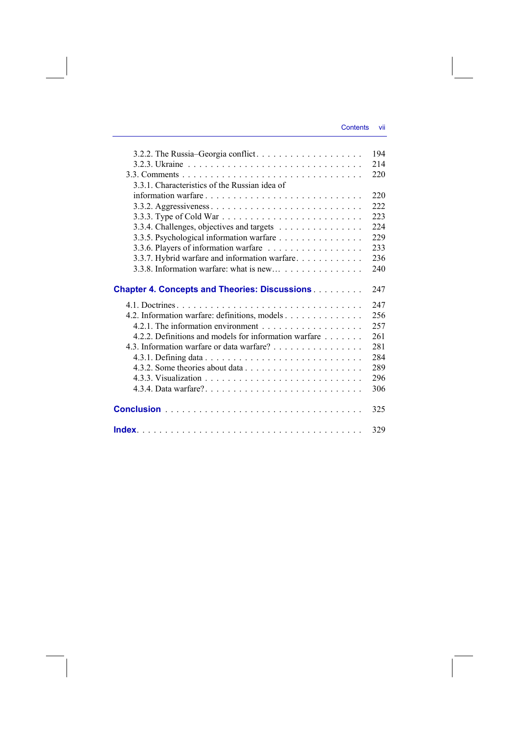3.2.2. The Russia–Georgia conflict . . . . . . . . . . . . . . . . . . . . 194
3.2.3. Ukraine . . . . . . . . . . . . . . . . . . . . . . . . . . . . . . . 214
3.3. Comments . . . . . . . . . . . . . . . . . . . . . . . . . . . . . . . 220
3.3.1. Characteristics of the Russian idea of information warfare . . . . . . . . . . . . . . . . . . . . . . . . . . 220
3.3.2. Aggressiveness . . . . . . . . . . . . . . . . . . . . . . . . . . 222
3.3.3. Type of Cold War . . . . . . . . . . . . . . . . . . . . . . . . 223
3.3.4. Challenges, objectives and targets . . . . . . . . . . . . . . . 224
3.3.5. Psychological information warfare . . . . . . . . . . . . . . . 229
3.3.6. Players of information warfare . . . . . . . . . . . . . . . . . 233
3.3.7. Hybrid warfare and information warfare . . . . . . . . . . . . 236
3.3.8. Information warfare: what is new… . . . . . . . . . . . . . . . 240

**Chapter 4. Concepts and Theories: Discussions** . . . . . . . . . 247

4.1. Doctrines . . . . . . . . . . . . . . . . . . . . . . . . . . . . . . . 247
4.2. Information warfare: definitions, models . . . . . . . . . . . . . . 256
4.2.1. The information environment . . . . . . . . . . . . . . . . . . 257
4.2.2. Definitions and models for information warfare . . . . . . . . 261
4.3. Information warfare or data warfare? . . . . . . . . . . . . . . . . 281
4.3.1. Defining data . . . . . . . . . . . . . . . . . . . . . . . . . . . 284
4.3.2. Some theories about data . . . . . . . . . . . . . . . . . . . . 289
4.3.3. Visualization . . . . . . . . . . . . . . . . . . . . . . . . . . . 296
4.3.4. Data warfare? . . . . . . . . . . . . . . . . . . . . . . . . . . . 306

**Conclusion** . . . . . . . . . . . . . . . . . . . . . . . . . . . . . . . 325

**Index** . . . . . . . . . . . . . . . . . . . . . . . . . . . . . . . . . . 329